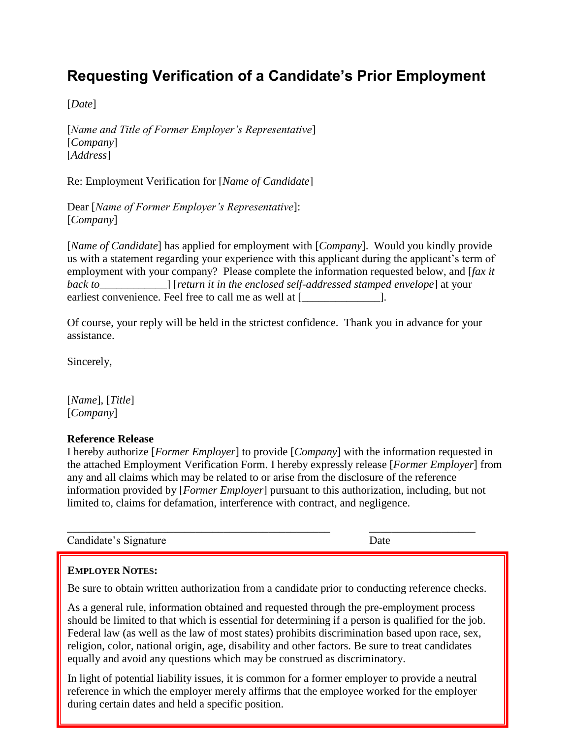# Requesting Verification of a Candidate's Prior Employment

[*Date*]

[*Name and Title of Former Employer's Representative*]
[*Company*]
[*Address*]

Re: Employment Verification for [*Name of Candidate*]

Dear [*Name of Former Employer's Representative*]:
[*Company*]

[*Name of Candidate*] has applied for employment with [*Company*]. Would you kindly provide us with a statement regarding your experience with this applicant during the applicant's term of employment with your company? Please complete the information requested below, and [*fax it back to____________*] [*return it in the enclosed self-addressed stamped envelope*] at your earliest convenience. Feel free to call me as well at [______________].

Of course, your reply will be held in the strictest confidence. Thank you in advance for your assistance.

Sincerely,

[*Name*], [*Title*]
[*Company*]

**Reference Release**
I hereby authorize [*Former Employer*] to provide [*Company*] with the information requested in the attached Employment Verification Form. I hereby expressly release [*Former Employer*] from any and all claims which may be related to or arise from the disclosure of the reference information provided by [*Former Employer*] pursuant to this authorization, including, but not limited to, claims for defamation, interference with contract, and negligence.

_______________________________________________ ___________________
Candidate's Signature Date

**EMPLOYER NOTES:**

Be sure to obtain written authorization from a candidate prior to conducting reference checks.

As a general rule, information obtained and requested through the pre-employment process should be limited to that which is essential for determining if a person is qualified for the job. Federal law (as well as the law of most states) prohibits discrimination based upon race, sex, religion, color, national origin, age, disability and other factors. Be sure to treat candidates equally and avoid any questions which may be construed as discriminatory.

In light of potential liability issues, it is common for a former employer to provide a neutral reference in which the employer merely affirms that the employee worked for the employer during certain dates and held a specific position.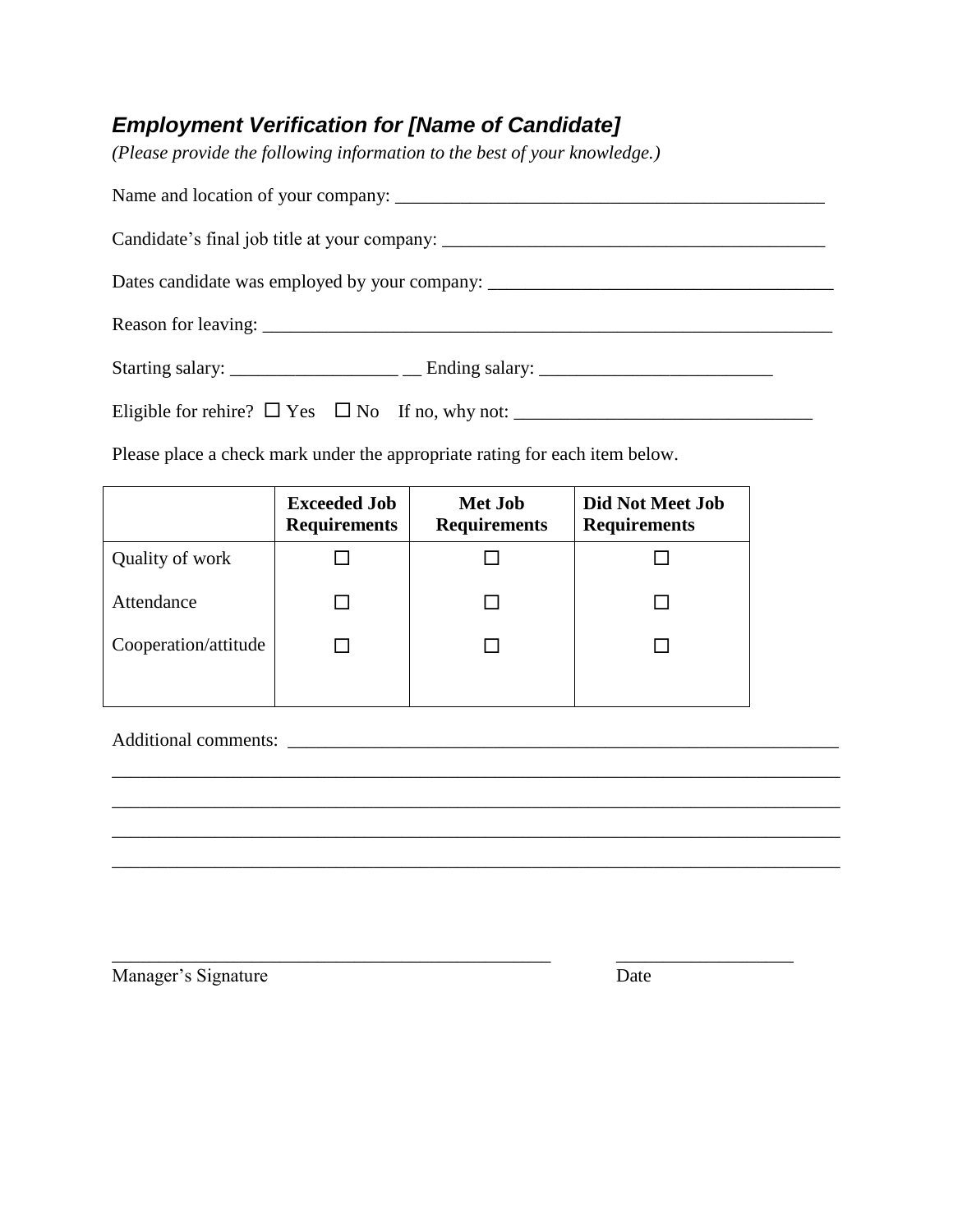### *Employment Verification for [Name of Candidate]*

*(Please provide the following information to the best of your knowledge.)*

Name and location of your company: _______________________________________________

Candidate's final job title at your company: __________________________________________

Dates candidate was employed by your company: _____________________________________

Reason for leaving: _____________________________________________________________

Starting salary: __________________ __ Ending salary: _________________________

Eligible for rehire? ☐ Yes ☐ No If no, why not: ________________________________

Please place a check mark under the appropriate rating for each item below.

| | **Exceeded Job Requirements** | **Met Job Requirements** | **Did Not Meet Job Requirements** |
|---|---|---|---|
| Quality of work | ☐ | ☐ | ☐ |
| Attendance | ☐ | ☐ | ☐ |
| Cooperation/attitude | ☐ | ☐ | ☐ |

Additional comments: ____________________________________________________________

________________________________________________________________________________

________________________________________________________________________________

________________________________________________________________________________

________________________________________________________________________________

_______________________________________________ ___________________

Manager's Signature Date